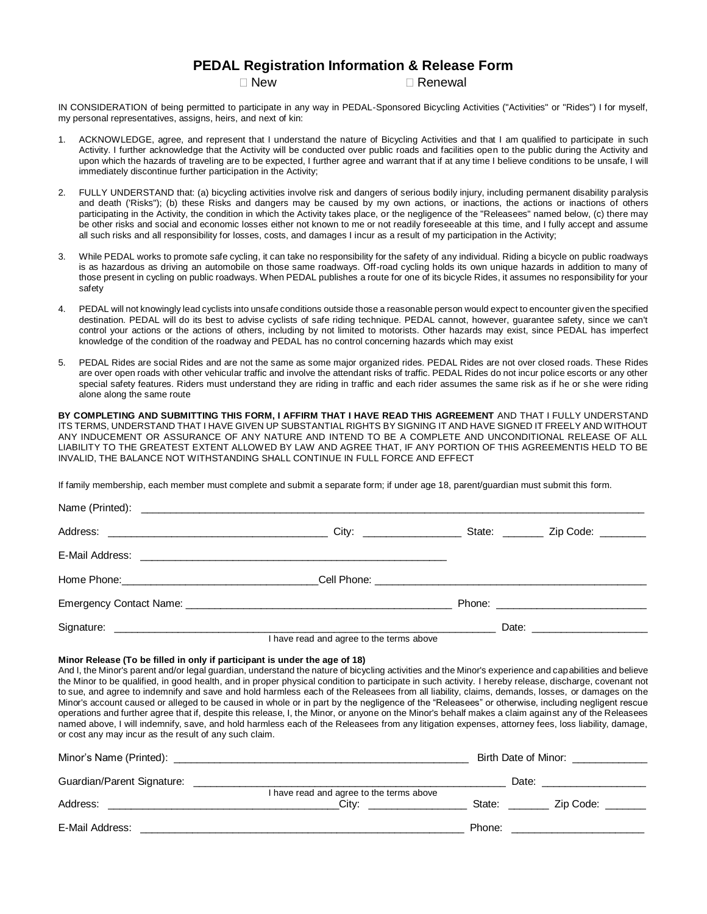# PEDAL Registration Information & Release Form

☐ New ☐ Renewal

IN CONSIDERATION of being permitted to participate in any way in PEDAL-Sponsored Bicycling Activities ("Activities" or "Rides") I for myself, my personal representatives, assigns, heirs, and next of kin:

1. ACKNOWLEDGE, agree, and represent that I understand the nature of Bicycling Activities and that I am qualified to participate in such Activity. I further acknowledge that the Activity will be conducted over public roads and facilities open to the public during the Activity and upon which the hazards of traveling are to be expected, I further agree and warrant that if at any time I believe conditions to be unsafe, I will immediately discontinue further participation in the Activity;

2. FULLY UNDERSTAND that: (a) bicycling activities involve risk and dangers of serious bodily injury, including permanent disability paralysis and death ('Risks"); (b) these Risks and dangers may be caused by my own actions, or inactions, the actions or inactions of others participating in the Activity, the condition in which the Activity takes place, or the negligence of the "Releasees" named below, (c) there may be other risks and social and economic losses either not known to me or not readily foreseeable at this time, and I fully accept and assume all such risks and all responsibility for losses, costs, and damages I incur as a result of my participation in the Activity;

3. While PEDAL works to promote safe cycling, it can take no responsibility for the safety of any individual. Riding a bicycle on public roadways is as hazardous as driving an automobile on those same roadways. Off-road cycling holds its own unique hazards in addition to many of those present in cycling on public roadways. When PEDAL publishes a route for one of its bicycle Rides, it assumes no responsibility for your safety

4. PEDAL will not knowingly lead cyclists into unsafe conditions outside those a reasonable person would expect to encounter given the specified destination. PEDAL will do its best to advise cyclists of safe riding technique. PEDAL cannot, however, guarantee safety, since we can't control your actions or the actions of others, including by not limited to motorists. Other hazards may exist, since PEDAL has imperfect knowledge of the condition of the roadway and PEDAL has no control concerning hazards which may exist

5. PEDAL Rides are social Rides and are not the same as some major organized rides. PEDAL Rides are not over closed roads. These Rides are over open roads with other vehicular traffic and involve the attendant risks of traffic. PEDAL Rides do not incur police escorts or any other special safety features. Riders must understand they are riding in traffic and each rider assumes the same risk as if he or she were riding alone along the same route

**BY COMPLETING AND SUBMITTING THIS FORM, I AFFIRM THAT I HAVE READ THIS AGREEMENT** AND THAT I FULLY UNDERSTAND ITS TERMS, UNDERSTAND THAT I HAVE GIVEN UP SUBSTANTIAL RIGHTS BY SIGNING IT AND HAVE SIGNED IT FREELY AND WITHOUT ANY INDUCEMENT OR ASSURANCE OF ANY NATURE AND INTEND TO BE A COMPLETE AND UNCONDITIONAL RELEASE OF ALL LIABILITY TO THE GREATEST EXTENT ALLOWED BY LAW AND AGREE THAT, IF ANY PORTION OF THIS AGREEMENTIS HELD TO BE INVALID, THE BALANCE NOT WITHSTANDING SHALL CONTINUE IN FULL FORCE AND EFFECT

If family membership, each member must complete and submit a separate form; if under age 18, parent/guardian must submit this form.

Name (Printed): ________________________________________________

Address: ______________________ City: ____________ State: _______ Zip Code: ________

E-Mail Address: ______________________________________

Home Phone: ______________________ Cell Phone: ______________________

Emergency Contact Name: ______________________________ Phone: ______________________

Signature: ________________________________________ Date: ____________________

I have read and agree to the terms above

**Minor Release (To be filled in only if participant is under the age of 18)**

And I, the Minor's parent and/or legal guardian, understand the nature of bicycling activities and the Minor's experience and capabilities and believe the Minor to be qualified, in good health, and in proper physical condition to participate in such activity. I hereby release, discharge, covenant not to sue, and agree to indemnify and save and hold harmless each of the Releasees from all liability, claims, demands, losses, or damages on the Minor's account caused or alleged to be caused in whole or in part by the negligence of the "Releasees" or otherwise, including negligent rescue operations and further agree that if, despite this release, I, the Minor, or anyone on the Minor's behalf makes a claim against any of the Releasees named above, I will indemnify, save, and hold harmless each of the Releasees from any litigation expenses, attorney fees, loss liability, damage, or cost any may incur as the result of any such claim.

Minor's Name (Printed): ______________________________ Birth Date of Minor: _____________

Guardian/Parent Signature: ______________________________ Date: __________________

I have read and agree to the terms above

Address: ______________________ City: ____________ State: _______ Zip Code: _______

E-Mail Address: ______________________________ Phone: ______________________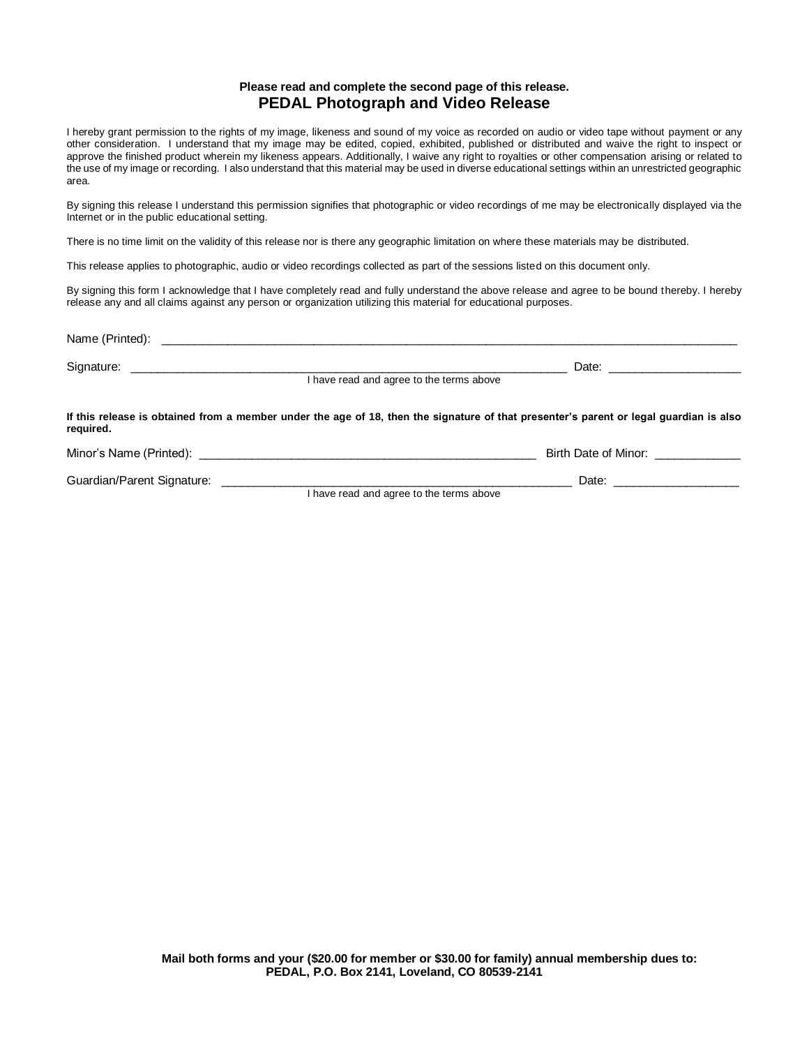**Please read and complete the second page of this release.**

# PEDAL Photograph and Video Release

I hereby grant permission to the rights of my image, likeness and sound of my voice as recorded on audio or video tape without payment or any other consideration. I understand that my image may be edited, copied, exhibited, published or distributed and waive the right to inspect or approve the finished product wherein my likeness appears. Additionally, I waive any right to royalties or other compensation arising or related to the use of my image or recording. I also understand that this material may be used in diverse educational settings within an unrestricted geographic area.

By signing this release I understand this permission signifies that photographic or video recordings of me may be electronically displayed via the Internet or in the public educational setting.

There is no time limit on the validity of this release nor is there any geographic limitation on where these materials may be distributed.

This release applies to photographic, audio or video recordings collected as part of the sessions listed on this document only.

By signing this form I acknowledge that I have completely read and fully understand the above release and agree to be bound thereby. I hereby release any and all claims against any person or organization utilizing this material for educational purposes.

Name (Printed): ____________________________________________________________________________________

Signature: ______________________________________________________________________ Date: ____________________
I have read and agree to the terms above

**If this release is obtained from a member under the age of 18, then the signature of that presenter's parent or legal guardian is also required.**

Minor's Name (Printed): _____________________________________________________ Birth Date of Minor: _____________

Guardian/Parent Signature: ________________________________________________________ Date: ___________________
I have read and agree to the terms above

**Mail both forms and your ($20.00 for member or $30.00 for family) annual membership dues to:**
**PEDAL, P.O. Box 2141, Loveland, CO 80539-2141**